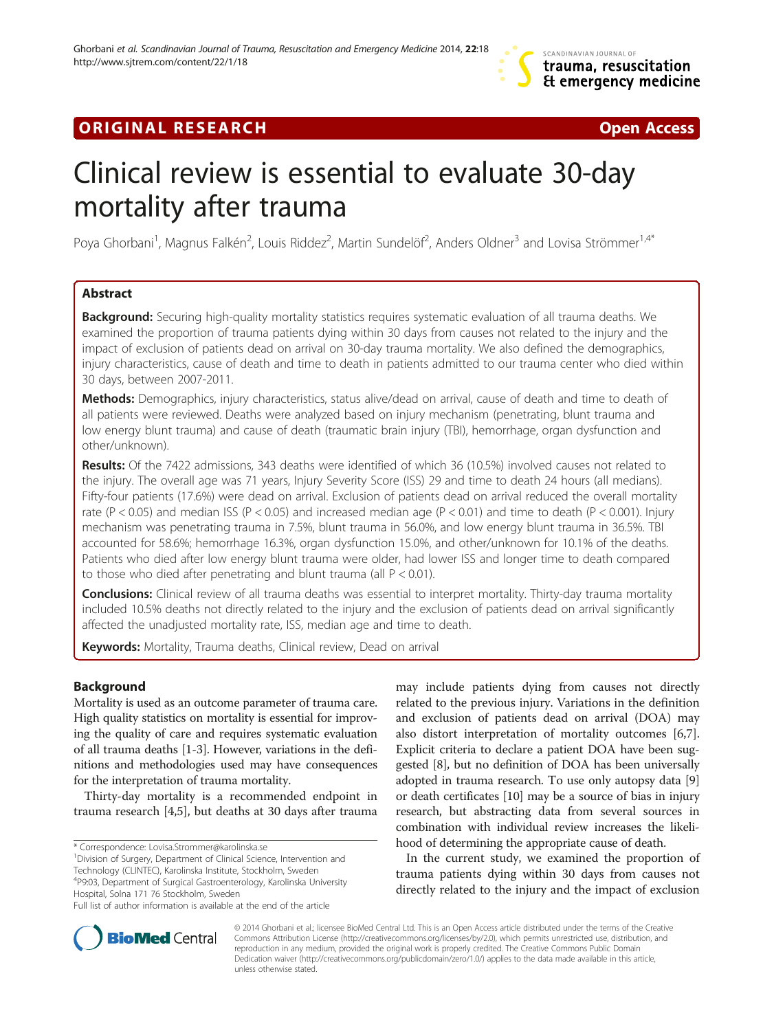ORIGINAL RESEARCH Open Access

# Clinical review is essential to evaluate 30-day mortality after trauma

Poya Ghorbani[1], Magnus Falkén[2], Louis Riddez[2], Martin Sundelöf[2], Anders Oldner[3] and Lovisa Strömmer[1,4*]

## Abstract

**Background:** Securing high-quality mortality statistics requires systematic evaluation of all trauma deaths. We examined the proportion of trauma patients dying within 30 days from causes not related to the injury and the impact of exclusion of patients dead on arrival on 30-day trauma mortality. We also defined the demographics, injury characteristics, cause of death and time to death in patients admitted to our trauma center who died within 30 days, between 2007-2011.

**Methods:** Demographics, injury characteristics, status alive/dead on arrival, cause of death and time to death of all patients were reviewed. Deaths were analyzed based on injury mechanism (penetrating, blunt trauma and low energy blunt trauma) and cause of death (traumatic brain injury (TBI), hemorrhage, organ dysfunction and other/unknown).

**Results:** Of the 7422 admissions, 343 deaths were identified of which 36 (10.5%) involved causes not related to the injury. The overall age was 71 years, Injury Severity Score (ISS) 29 and time to death 24 hours (all medians). Fifty-four patients (17.6%) were dead on arrival. Exclusion of patients dead on arrival reduced the overall mortality rate ($P < 0.05$) and median ISS ($P < 0.05$) and increased median age ($P < 0.01$) and time to death ($P < 0.001$). Injury mechanism was penetrating trauma in 7.5%, blunt trauma in 56.0%, and low energy blunt trauma in 36.5%. TBI accounted for 58.6%; hemorrhage 16.3%, organ dysfunction 15.0%, and other/unknown for 10.1% of the deaths. Patients who died after low energy blunt trauma were older, had lower ISS and longer time to death compared to those who died after penetrating and blunt trauma (all $P < 0.01$).

**Conclusions:** Clinical review of all trauma deaths was essential to interpret mortality. Thirty-day trauma mortality included 10.5% deaths not directly related to the injury and the exclusion of patients dead on arrival significantly affected the unadjusted mortality rate, ISS, median age and time to death.

**Keywords:** Mortality, Trauma deaths, Clinical review, Dead on arrival

## Background

Mortality is used as an outcome parameter of trauma care. High quality statistics on mortality is essential for improving the quality of care and requires systematic evaluation of all trauma deaths [1-3]. However, variations in the definitions and methodologies used may have consequences for the interpretation of trauma mortality.

Thirty-day mortality is a recommended endpoint in trauma research [4,5], but deaths at 30 days after trauma may include patients dying from causes not directly related to the previous injury. Variations in the definition and exclusion of patients dead on arrival (DOA) may also distort interpretation of mortality outcomes [6,7]. Explicit criteria to declare a patient DOA have been suggested [8], but no definition of DOA has been universally adopted in trauma research. To use only autopsy data [9] or death certificates [10] may be a source of bias in injury research, but abstracting data from several sources in combination with individual review increases the likelihood of determining the appropriate cause of death.

In the current study, we examined the proportion of trauma patients dying within 30 days from causes not directly related to the injury and the impact of exclusion

\* Correspondence: Lovisa.Strommer@karolinska.se
[1]Division of Surgery, Department of Clinical Science, Intervention and Technology (CLINTEC), Karolinska Institute, Stockholm, Sweden
[4]P9:03, Department of Surgical Gastroenterology, Karolinska University Hospital, Solna 171 76 Stockholm, Sweden
Full list of author information is available at the end of the article

© 2014 Ghorbani et al.; licensee BioMed Central Ltd. This is an Open Access article distributed under the terms of the Creative Commons Attribution License (http://creativecommons.org/licenses/by/2.0), which permits unrestricted use, distribution, and reproduction in any medium, provided the original work is properly credited. The Creative Commons Public Domain Dedication waiver (http://creativecommons.org/publicdomain/zero/1.0/) applies to the data made available in this article, unless otherwise stated.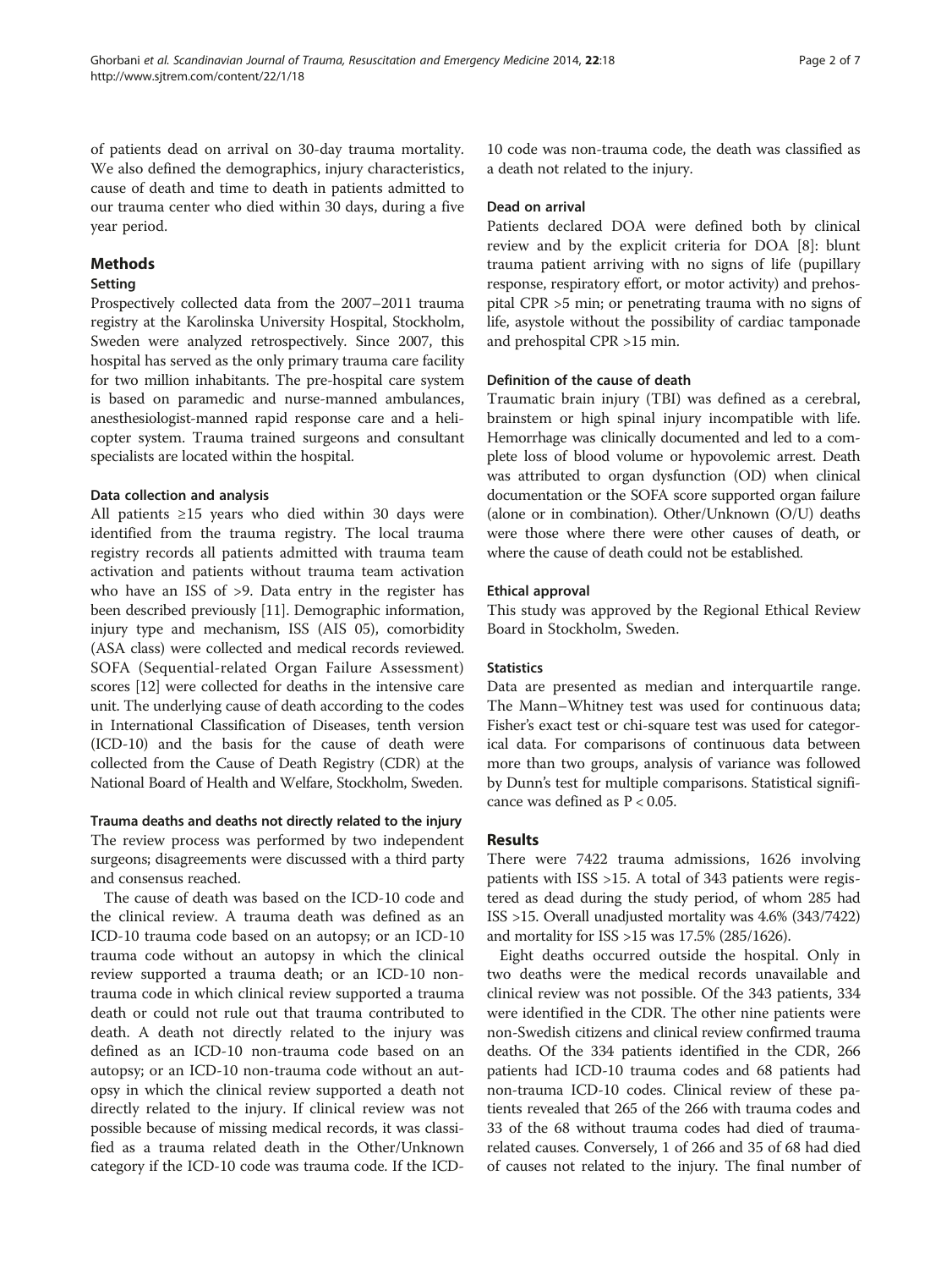of patients dead on arrival on 30-day trauma mortality. We also defined the demographics, injury characteristics, cause of death and time to death in patients admitted to our trauma center who died within 30 days, during a five year period.

## Methods

### Setting

Prospectively collected data from the 2007–2011 trauma registry at the Karolinska University Hospital, Stockholm, Sweden were analyzed retrospectively. Since 2007, this hospital has served as the only primary trauma care facility for two million inhabitants. The pre-hospital care system is based on paramedic and nurse-manned ambulances, anesthesiologist-manned rapid response care and a helicopter system. Trauma trained surgeons and consultant specialists are located within the hospital.

#### Data collection and analysis

All patients ≥15 years who died within 30 days were identified from the trauma registry. The local trauma registry records all patients admitted with trauma team activation and patients without trauma team activation who have an ISS of >9. Data entry in the register has been described previously [11]. Demographic information, injury type and mechanism, ISS (AIS 05), comorbidity (ASA class) were collected and medical records reviewed. SOFA (Sequential-related Organ Failure Assessment) scores [12] were collected for deaths in the intensive care unit. The underlying cause of death according to the codes in International Classification of Diseases, tenth version (ICD-10) and the basis for the cause of death were collected from the Cause of Death Registry (CDR) at the National Board of Health and Welfare, Stockholm, Sweden.

#### Trauma deaths and deaths not directly related to the injury

The review process was performed by two independent surgeons; disagreements were discussed with a third party and consensus reached.

The cause of death was based on the ICD-10 code and the clinical review. A trauma death was defined as an ICD-10 trauma code based on an autopsy; or an ICD-10 trauma code without an autopsy in which the clinical review supported a trauma death; or an ICD-10 non-trauma code in which clinical review supported a trauma death or could not rule out that trauma contributed to death. A death not directly related to the injury was defined as an ICD-10 non-trauma code based on an autopsy; or an ICD-10 non-trauma code without an autopsy in which the clinical review supported a death not directly related to the injury. If clinical review was not possible because of missing medical records, it was classified as a trauma related death in the Other/Unknown category if the ICD-10 code was trauma code. If the ICD-10 code was non-trauma code, the death was classified as a death not related to the injury.

#### Dead on arrival

Patients declared DOA were defined both by clinical review and by the explicit criteria for DOA [8]: blunt trauma patient arriving with no signs of life (pupillary response, respiratory effort, or motor activity) and prehospital CPR >5 min; or penetrating trauma with no signs of life, asystole without the possibility of cardiac tamponade and prehospital CPR >15 min.

#### Definition of the cause of death

Traumatic brain injury (TBI) was defined as a cerebral, brainstem or high spinal injury incompatible with life. Hemorrhage was clinically documented and led to a complete loss of blood volume or hypovolemic arrest. Death was attributed to organ dysfunction (OD) when clinical documentation or the SOFA score supported organ failure (alone or in combination). Other/Unknown (O/U) deaths were those where there were other causes of death, or where the cause of death could not be established.

#### Ethical approval

This study was approved by the Regional Ethical Review Board in Stockholm, Sweden.

#### Statistics

Data are presented as median and interquartile range. The Mann–Whitney test was used for continuous data; Fisher's exact test or chi-square test was used for categorical data. For comparisons of continuous data between more than two groups, analysis of variance was followed by Dunn's test for multiple comparisons. Statistical significance was defined as $P < 0.05$.

## Results

There were 7422 trauma admissions, 1626 involving patients with ISS >15. A total of 343 patients were registered as dead during the study period, of whom 285 had ISS >15. Overall unadjusted mortality was 4.6% (343/7422) and mortality for ISS >15 was 17.5% (285/1626).

Eight deaths occurred outside the hospital. Only in two deaths were the medical records unavailable and clinical review was not possible. Of the 343 patients, 334 were identified in the CDR. The other nine patients were non-Swedish citizens and clinical review confirmed trauma deaths. Of the 334 patients identified in the CDR, 266 patients had ICD-10 trauma codes and 68 patients had non-trauma ICD-10 codes. Clinical review of these patients revealed that 265 of the 266 with trauma codes and 33 of the 68 without trauma codes had died of trauma-related causes. Conversely, 1 of 266 and 35 of 68 had died of causes not related to the injury. The final number of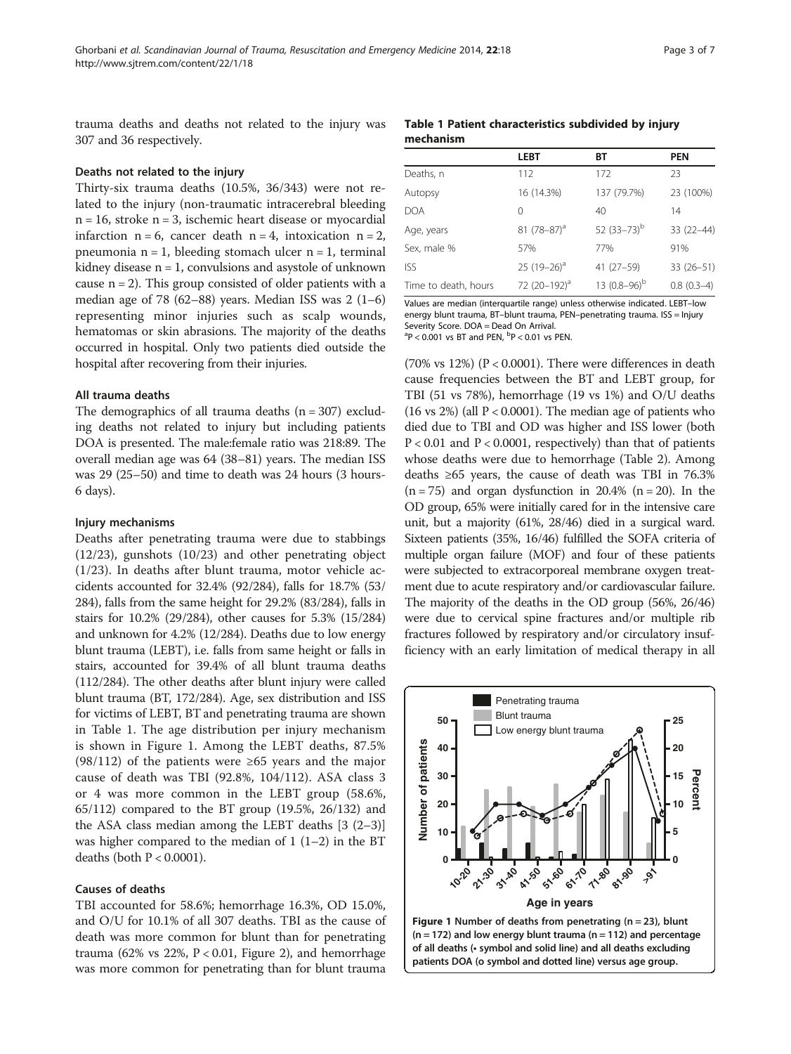trauma deaths and deaths not related to the injury was 307 and 36 respectively.

### Deaths not related to the injury

Thirty-six trauma deaths (10.5%, 36/343) were not related to the injury (non-traumatic intracerebral bleeding n = 16, stroke n = 3, ischemic heart disease or myocardial infarction n = 6, cancer death n = 4, intoxication n = 2, pneumonia n = 1, bleeding stomach ulcer n = 1, terminal kidney disease n = 1, convulsions and asystole of unknown cause n = 2). This group consisted of older patients with a median age of 78 (62–88) years. Median ISS was 2 (1–6) representing minor injuries such as scalp wounds, hematomas or skin abrasions. The majority of the deaths occurred in hospital. Only two patients died outside the hospital after recovering from their injuries.

### All trauma deaths

The demographics of all trauma deaths (n = 307) excluding deaths not related to injury but including patients DOA is presented. The male:female ratio was 218:89. The overall median age was 64 (38–81) years. The median ISS was 29 (25–50) and time to death was 24 hours (3 hours-6 days).

### Injury mechanisms

Deaths after penetrating trauma were due to stabbings (12/23), gunshots (10/23) and other penetrating object (1/23). In deaths after blunt trauma, motor vehicle accidents accounted for 32.4% (92/284), falls for 18.7% (53/284), falls from the same height for 29.2% (83/284), falls in stairs for 10.2% (29/284), other causes for 5.3% (15/284) and unknown for 4.2% (12/284). Deaths due to low energy blunt trauma (LEBT), i.e. falls from same height or falls in stairs, accounted for 39.4% of all blunt trauma deaths (112/284). The other deaths after blunt injury were called blunt trauma (BT, 172/284). Age, sex distribution and ISS for victims of LEBT, BT and penetrating trauma are shown in Table 1. The age distribution per injury mechanism is shown in Figure 1. Among the LEBT deaths, 87.5% (98/112) of the patients were ≥65 years and the major cause of death was TBI (92.8%, 104/112). ASA class 3 or 4 was more common in the LEBT group (58.6%, 65/112) compared to the BT group (19.5%, 26/132) and the ASA class median among the LEBT deaths [3 (2–3)] was higher compared to the median of 1 (1–2) in the BT deaths (both P < 0.0001).

### Causes of deaths

TBI accounted for 58.6%; hemorrhage 16.3%, OD 15.0%, and O/U for 10.1% of all 307 deaths. TBI as the cause of death was more common for blunt than for penetrating trauma (62% vs 22%, P < 0.01, Figure 2), and hemorrhage was more common for penetrating than for blunt trauma

**Table 1 Patient characteristics subdivided by injury mechanism**

| | LEBT | BT | PEN |
|---|---|---|---|
| Deaths, n | 112 | 172 | 23 |
| Autopsy | 16 (14.3%) | 137 (79.7%) | 23 (100%) |
| DOA | 0 | 40 | 14 |
| Age, years | 81 (78–87)[a] | 52 (33–73)[b] | 33 (22–44) |
| Sex, male % | 57% | 77% | 91% |
| ISS | 25 (19–26)[a] | 41 (27–59) | 33 (26–51) |
| Time to death, hours | 72 (20–192)[a] | 13 (0.8–96)[b] | 0.8 (0.3–4) |

Values are median (interquartile range) unless otherwise indicated. LEBT–low energy blunt trauma, BT–blunt trauma, PEN–penetrating trauma. ISS = Injury Severity Score. DOA = Dead On Arrival.
[a]P < 0.001 vs BT and PEN, [b]P < 0.01 vs PEN.

(70% vs 12%) (P < 0.0001). There were differences in death cause frequencies between the BT and LEBT group, for TBI (51 vs 78%), hemorrhage (19 vs 1%) and O/U deaths (16 vs 2%) (all P < 0.0001). The median age of patients who died due to TBI and OD was higher and ISS lower (both P < 0.01 and P < 0.0001, respectively) than that of patients whose deaths were due to hemorrhage (Table 2). Among deaths ≥65 years, the cause of death was TBI in 76.3% (n = 75) and organ dysfunction in 20.4% (n = 20). In the OD group, 65% were initially cared for in the intensive care unit, but a majority (61%, 28/46) died in a surgical ward. Sixteen patients (35%, 16/46) fulfilled the SOFA criteria of multiple organ failure (MOF) and four of these patients were subjected to extracorporeal membrane oxygen treatment due to acute respiratory and/or cardiovascular failure. The majority of the deaths in the OD group (56%, 26/46) were due to cervical spine fractures and/or multiple rib fractures followed by respiratory and/or circulatory insufficiency with an early limitation of medical therapy in all

**Figure 1** Number of deaths from penetrating (n = 23), blunt (n = 172) and low energy blunt trauma (n = 112) and percentage of all deaths (• symbol and solid line) and all deaths excluding patients DOA (o symbol and dotted line) versus age group.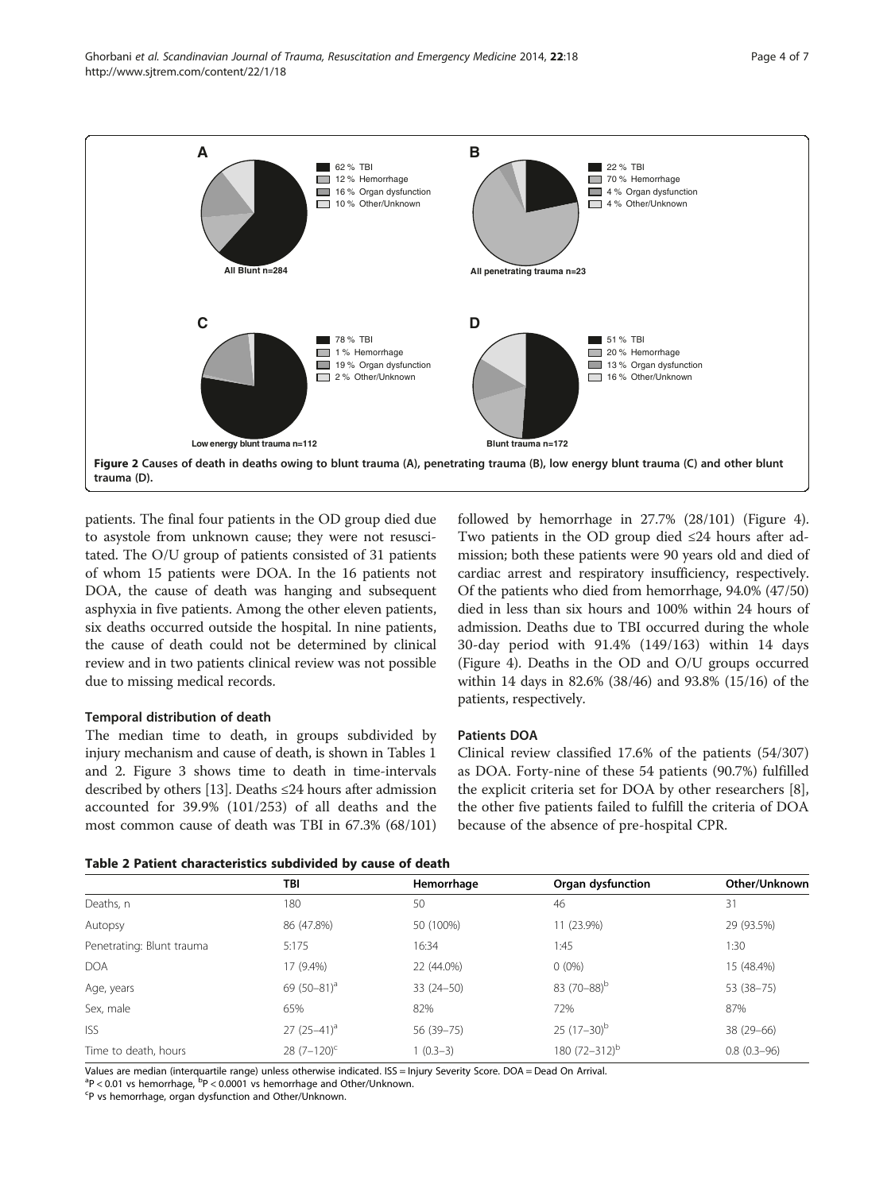Figure 2 Causes of death in deaths owing to blunt trauma (A), penetrating trauma (B), low energy blunt trauma (C) and other blunt trauma (D).

patients. The final four patients in the OD group died due to asystole from unknown cause; they were not resuscitated. The O/U group of patients consisted of 31 patients of whom 15 patients were DOA. In the 16 patients not DOA, the cause of death was hanging and subsequent asphyxia in five patients. Among the other eleven patients, six deaths occurred outside the hospital. In nine patients, the cause of death could not be determined by clinical review and in two patients clinical review was not possible due to missing medical records.

### Temporal distribution of death

The median time to death, in groups subdivided by injury mechanism and cause of death, is shown in Tables 1 and 2. Figure 3 shows time to death in time-intervals described by others [13]. Deaths ≤24 hours after admission accounted for 39.9% (101/253) of all deaths and the most common cause of death was TBI in 67.3% (68/101) followed by hemorrhage in 27.7% (28/101) (Figure 4). Two patients in the OD group died ≤24 hours after admission; both these patients were 90 years old and died of cardiac arrest and respiratory insufficiency, respectively. Of the patients who died from hemorrhage, 94.0% (47/50) died in less than six hours and 100% within 24 hours of admission. Deaths due to TBI occurred during the whole 30-day period with 91.4% (149/163) within 14 days (Figure 4). Deaths in the OD and O/U groups occurred within 14 days in 82.6% (38/46) and 93.8% (15/16) of the patients, respectively.

### Patients DOA

Clinical review classified 17.6% of the patients (54/307) as DOA. Forty-nine of these 54 patients (90.7%) fulfilled the explicit criteria set for DOA by other researchers [8], the other five patients failed to fulfill the criteria of DOA because of the absence of pre-hospital CPR.

**Table 2 Patient characteristics subdivided by cause of death**

| | TBI | Hemorrhage | Organ dysfunction | Other/Unknown |
|---|---|---|---|---|
| Deaths, n | 180 | 50 | 46 | 31 |
| Autopsy | 86 (47.8%) | 50 (100%) | 11 (23.9%) | 29 (93.5%) |
| Penetrating: Blunt trauma | 5:175 | 16:34 | 1:45 | 1:30 |
| DOA | 17 (9.4%) | 22 (44.0%) | 0 (0%) | 15 (48.4%) |
| Age, years | 69 (50–81)[a] | 33 (24–50) | 83 (70–88)[b] | 53 (38–75) |
| Sex, male | 65% | 82% | 72% | 87% |
| ISS | 27 (25–41)[a] | 56 (39–75) | 25 (17–30)[b] | 38 (29–66) |
| Time to death, hours | 28 (7–120)[c] | 1 (0.3–3) | 180 (72–312)[b] | 0.8 (0.3–96) |

Values are median (interquartile range) unless otherwise indicated. ISS = Injury Severity Score. DOA = Dead On Arrival.
[a]$P < 0.01$ vs hemorrhage, [b]$P < 0.0001$ vs hemorrhage and Other/Unknown.
[c]P vs hemorrhage, organ dysfunction and Other/Unknown.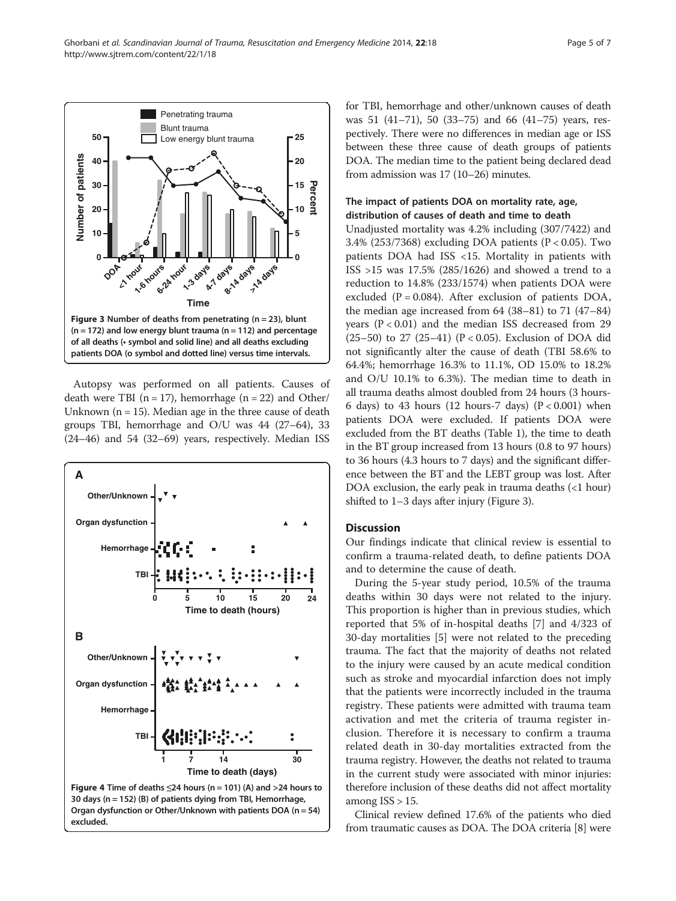Figure 3 Number of deaths from penetrating (n = 23), blunt (n = 172) and low energy blunt trauma (n = 112) and percentage of all deaths (• symbol and solid line) and all deaths excluding patients DOA (o symbol and dotted line) versus time intervals.

Autopsy was performed on all patients. Causes of death were TBI (n = 17), hemorrhage (n = 22) and Other/Unknown (n = 15). Median age in the three cause of death groups TBI, hemorrhage and O/U was 44 (27–64), 33 (24–46) and 54 (32–69) years, respectively. Median ISS for TBI, hemorrhage and other/unknown causes of death was 51 (41–71), 50 (33–75) and 66 (41–75) years, respectively. There were no differences in median age or ISS between these three cause of death groups of patients DOA. The median time to the patient being declared dead from admission was 17 (10–26) minutes.

Figure 4 Time of deaths ≤24 hours (n = 101) (A) and >24 hours to 30 days (n = 152) (B) of patients dying from TBI, Hemorrhage, Organ dysfunction or Other/Unknown with patients DOA (n = 54) excluded.

### The impact of patients DOA on mortality rate, age, distribution of causes of death and time to death

Unadjusted mortality was 4.2% including (307/7422) and 3.4% (253/7368) excluding DOA patients ($P < 0.05$). Two patients DOA had ISS <15. Mortality in patients with ISS >15 was 17.5% (285/1626) and showed a trend to a reduction to 14.8% (233/1574) when patients DOA were excluded ($P = 0.084$). After exclusion of patients DOA, the median age increased from 64 (38–81) to 71 (47–84) years ($P < 0.01$) and the median ISS decreased from 29 (25–50) to 27 (25–41) ($P < 0.05$). Exclusion of DOA did not significantly alter the cause of death (TBI 58.6% to 64.4%; hemorrhage 16.3% to 11.1%, OD 15.0% to 18.2% and O/U 10.1% to 6.3%). The median time to death in all trauma deaths almost doubled from 24 hours (3 hours-6 days) to 43 hours (12 hours-7 days) ($P < 0.001$) when patients DOA were excluded. If patients DOA were excluded from the BT deaths (Table 1), the time to death in the BT group increased from 13 hours (0.8 to 97 hours) to 36 hours (4.3 hours to 7 days) and the significant difference between the BT and the LEBT group was lost. After DOA exclusion, the early peak in trauma deaths (<1 hour) shifted to 1–3 days after injury (Figure 3).

## Discussion

Our findings indicate that clinical review is essential to confirm a trauma-related death, to define patients DOA and to determine the cause of death.

During the 5-year study period, 10.5% of the trauma deaths within 30 days were not related to the injury. This proportion is higher than in previous studies, which reported that 5% of in-hospital deaths [7] and 4/323 of 30-day mortalities [5] were not related to the preceding trauma. The fact that the majority of deaths not related to the injury were caused by an acute medical condition such as stroke and myocardial infarction does not imply that the patients were incorrectly included in the trauma registry. These patients were admitted with trauma team activation and met the criteria of trauma register inclusion. Therefore it is necessary to confirm a trauma related death in 30-day mortalities extracted from the trauma registry. However, the deaths not related to trauma in the current study were associated with minor injuries: therefore inclusion of these deaths did not affect mortality among ISS > 15.

Clinical review defined 17.6% of the patients who died from traumatic causes as DOA. The DOA criteria [8] were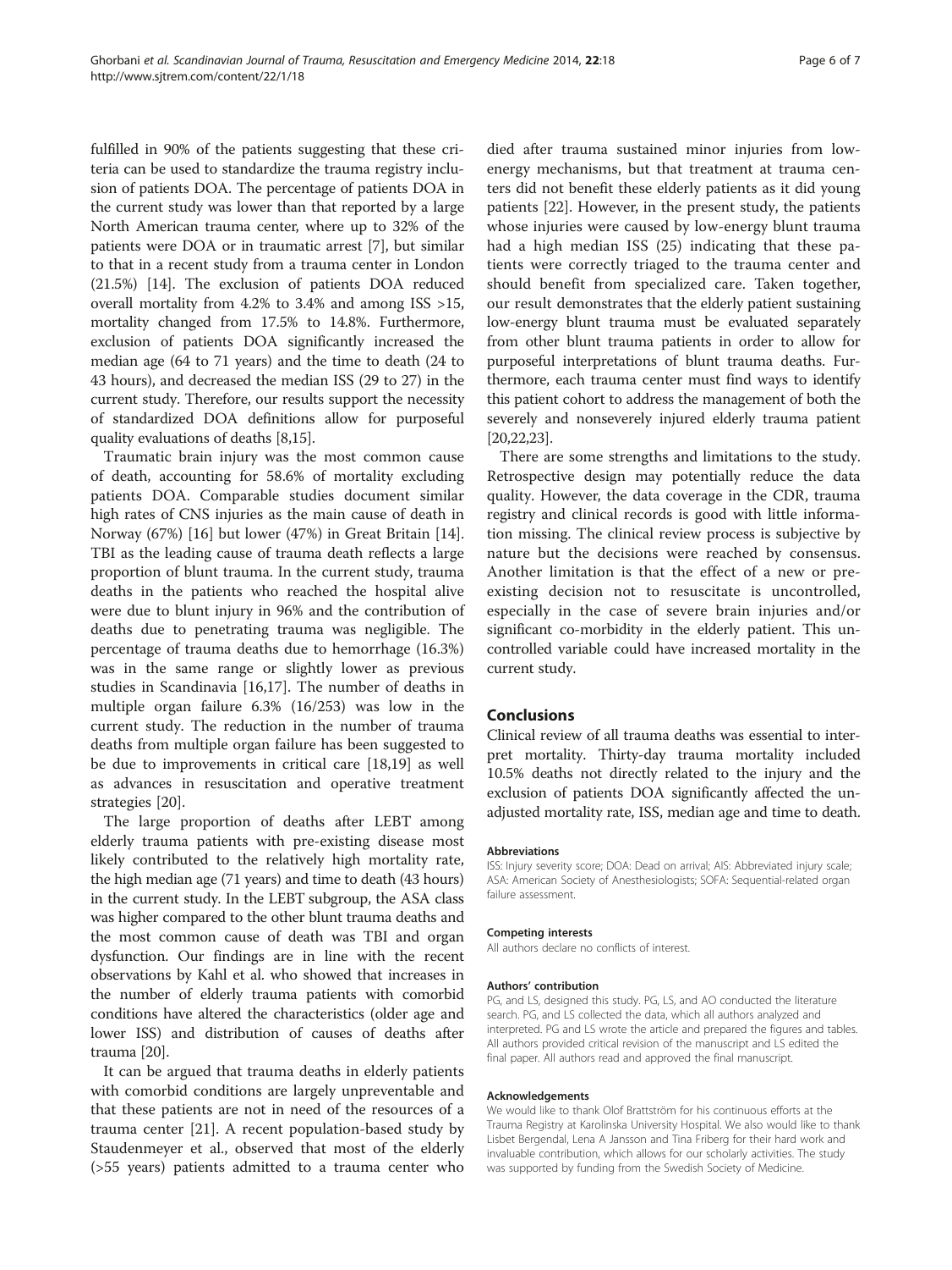fulfilled in 90% of the patients suggesting that these criteria can be used to standardize the trauma registry inclusion of patients DOA. The percentage of patients DOA in the current study was lower than that reported by a large North American trauma center, where up to 32% of the patients were DOA or in traumatic arrest [7], but similar to that in a recent study from a trauma center in London (21.5%) [14]. The exclusion of patients DOA reduced overall mortality from 4.2% to 3.4% and among ISS >15, mortality changed from 17.5% to 14.8%. Furthermore, exclusion of patients DOA significantly increased the median age (64 to 71 years) and the time to death (24 to 43 hours), and decreased the median ISS (29 to 27) in the current study. Therefore, our results support the necessity of standardized DOA definitions allow for purposeful quality evaluations of deaths [8,15].

Traumatic brain injury was the most common cause of death, accounting for 58.6% of mortality excluding patients DOA. Comparable studies document similar high rates of CNS injuries as the main cause of death in Norway (67%) [16] but lower (47%) in Great Britain [14]. TBI as the leading cause of trauma death reflects a large proportion of blunt trauma. In the current study, trauma deaths in the patients who reached the hospital alive were due to blunt injury in 96% and the contribution of deaths due to penetrating trauma was negligible. The percentage of trauma deaths due to hemorrhage (16.3%) was in the same range or slightly lower as previous studies in Scandinavia [16,17]. The number of deaths in multiple organ failure 6.3% (16/253) was low in the current study. The reduction in the number of trauma deaths from multiple organ failure has been suggested to be due to improvements in critical care [18,19] as well as advances in resuscitation and operative treatment strategies [20].

The large proportion of deaths after LEBT among elderly trauma patients with pre-existing disease most likely contributed to the relatively high mortality rate, the high median age (71 years) and time to death (43 hours) in the current study. In the LEBT subgroup, the ASA class was higher compared to the other blunt trauma deaths and the most common cause of death was TBI and organ dysfunction. Our findings are in line with the recent observations by Kahl et al. who showed that increases in the number of elderly trauma patients with comorbid conditions have altered the characteristics (older age and lower ISS) and distribution of causes of deaths after trauma [20].

It can be argued that trauma deaths in elderly patients with comorbid conditions are largely unpreventable and that these patients are not in need of the resources of a trauma center [21]. A recent population-based study by Staudenmeyer et al., observed that most of the elderly (>55 years) patients admitted to a trauma center who died after trauma sustained minor injuries from low-energy mechanisms, but that treatment at trauma centers did not benefit these elderly patients as it did young patients [22]. However, in the present study, the patients whose injuries were caused by low-energy blunt trauma had a high median ISS (25) indicating that these patients were correctly triaged to the trauma center and should benefit from specialized care. Taken together, our result demonstrates that the elderly patient sustaining low-energy blunt trauma must be evaluated separately from other blunt trauma patients in order to allow for purposeful interpretations of blunt trauma deaths. Furthermore, each trauma center must find ways to identify this patient cohort to address the management of both the severely and nonseverely injured elderly trauma patient [20,22,23].

There are some strengths and limitations to the study. Retrospective design may potentially reduce the data quality. However, the data coverage in the CDR, trauma registry and clinical records is good with little information missing. The clinical review process is subjective by nature but the decisions were reached by consensus. Another limitation is that the effect of a new or pre-existing decision not to resuscitate is uncontrolled, especially in the case of severe brain injuries and/or significant co-morbidity in the elderly patient. This uncontrolled variable could have increased mortality in the current study.

## Conclusions

Clinical review of all trauma deaths was essential to interpret mortality. Thirty-day trauma mortality included 10.5% deaths not directly related to the injury and the exclusion of patients DOA significantly affected the unadjusted mortality rate, ISS, median age and time to death.

#### Abbreviations

ISS: Injury severity score; DOA: Dead on arrival; AIS: Abbreviated injury scale; ASA: American Society of Anesthesiologists; SOFA: Sequential-related organ failure assessment.

#### Competing interests

All authors declare no conflicts of interest.

#### Authors' contribution

PG, and LS, designed this study. PG, LS, and AO conducted the literature search. PG, and LS collected the data, which all authors analyzed and interpreted. PG and LS wrote the article and prepared the figures and tables. All authors provided critical revision of the manuscript and LS edited the final paper. All authors read and approved the final manuscript.

#### Acknowledgements

We would like to thank Olof Brattström for his continuous efforts at the Trauma Registry at Karolinska University Hospital. We also would like to thank Lisbet Bergendal, Lena A Jansson and Tina Friberg for their hard work and invaluable contribution, which allows for our scholarly activities. The study was supported by funding from the Swedish Society of Medicine.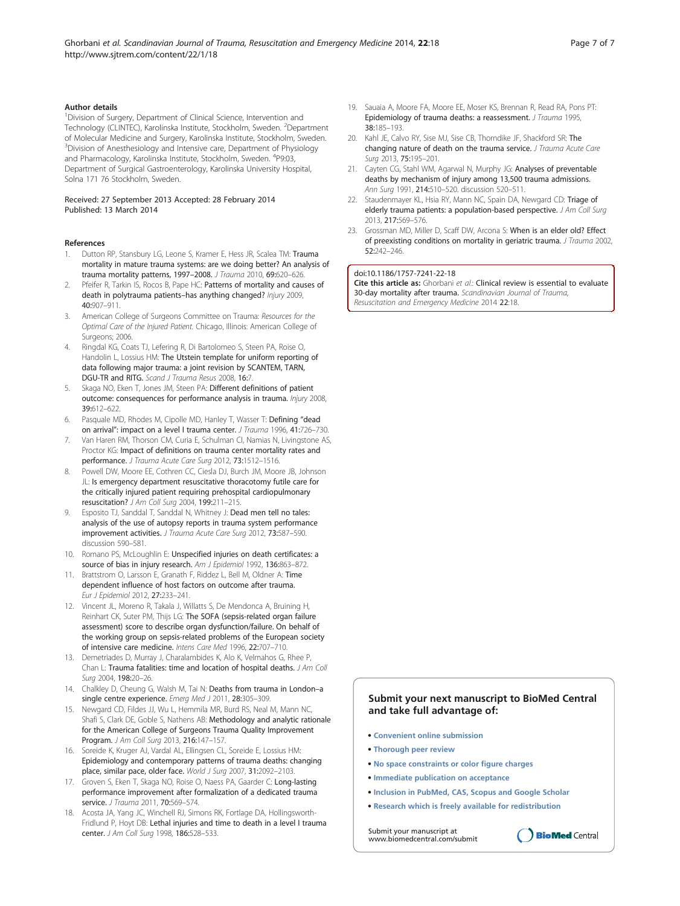### Author details

[1]Division of Surgery, Department of Clinical Science, Intervention and Technology (CLINTEC), Karolinska Institute, Stockholm, Sweden. [2]Department of Molecular Medicine and Surgery, Karolinska Institute, Stockholm, Sweden. [3]Division of Anesthesiology and Intensive care, Department of Physiology and Pharmacology, Karolinska Institute, Stockholm, Sweden. [4]P9:03, Department of Surgical Gastroenterology, Karolinska University Hospital, Solna 171 76 Stockholm, Sweden.

Received: 27 September 2013 Accepted: 28 February 2014
Published: 13 March 2014

### References

1. Dutton RP, Stansbury LG, Leone S, Kramer E, Hess JR, Scalea TM: **Trauma mortality in mature trauma systems: are we doing better? An analysis of trauma mortality patterns, 1997–2008.** *J Trauma* 2010, **69:**620–626.
2. Pfeifer R, Tarkin IS, Rocos B, Pape HC: **Patterns of mortality and causes of death in polytrauma patients–has anything changed?** *Injury* 2009, **40:**907–911.
3. American College of Surgeons Committee on Trauma: *Resources for the Optimal Care of the Injured Patient.* Chicago, Illinois: American College of Surgeons; 2006.
4. Ringdal KG, Coats TJ, Lefering R, Di Bartolomeo S, Steen PA, Roise O, Handolin L, Lossius HM: **The Utstein template for uniform reporting of data following major trauma: a joint revision by SCANTEM, TARN, DGU-TR and RITG.** *Scand J Trauma Resus* 2008, **16:**7.
5. Skaga NO, Eken T, Jones JM, Steen PA: **Different definitions of patient outcome: consequences for performance analysis in trauma.** *Injury* 2008, **39:**612–622.
6. Pasquale MD, Rhodes M, Cipolle MD, Hanley T, Wasser T: **Defining "dead on arrival": impact on a level I trauma center.** *J Trauma* 1996, **41:**726–730.
7. Van Haren RM, Thorson CM, Curia E, Schulman CI, Namias N, Livingstone AS, Proctor KG: **Impact of definitions on trauma center mortality rates and performance.** *J Trauma Acute Care Surg* 2012, **73:**1512–1516.
8. Powell DW, Moore EE, Cothren CC, Ciesla DJ, Burch JM, Moore JB, Johnson JL: **Is emergency department resuscitative thoracotomy futile care for the critically injured patient requiring prehospital cardiopulmonary resuscitation?** *J Am Coll Surg* 2004, **199:**211–215.
9. Esposito TJ, Sanddal T, Sanddal N, Whitney J: **Dead men tell no tales: analysis of the use of autopsy reports in trauma system performance improvement activities.** *J Trauma Acute Care Surg* 2012, **73:**587–590. discussion 590–581.
10. Romano PS, McLoughlin E: **Unspecified injuries on death certificates: a source of bias in injury research.** *Am J Epidemiol* 1992, **136:**863–872.
11. Brattstrom O, Larsson E, Granath F, Riddez L, Bell M, Oldner A: **Time dependent influence of host factors on outcome after trauma.** *Eur J Epidemiol* 2012, **27:**233–241.
12. Vincent JL, Moreno R, Takala J, Willatts S, De Mendonca A, Bruining H, Reinhart CK, Suter PM, Thijs LG: **The SOFA (sepsis-related organ failure assessment) score to describe organ dysfunction/failure. On behalf of the working group on sepsis-related problems of the European society of intensive care medicine.** *Intens Care Med* 1996, **22:**707–710.
13. Demetriades D, Murray J, Charalambides K, Alo K, Velmahos G, Rhee P, Chan L: **Trauma fatalities: time and location of hospital deaths.** *J Am Coll Surg* 2004, **198:**20–26.
14. Chalkley D, Cheung G, Walsh M, Tai N: **Deaths from trauma in London–a single centre experience.** *Emerg Med J* 2011, **28:**305–309.
15. Newgard CD, Fildes JJ, Wu L, Hemmila MR, Burd RS, Neal M, Mann NC, Shafi S, Clark DE, Goble S, Nathens AB: **Methodology and analytic rationale for the American College of Surgeons Trauma Quality Improvement Program.** *J Am Coll Surg* 2013, **216:**147–157.
16. Soreide K, Kruger AJ, Vardal AL, Ellingsen CL, Soreide E, Lossius HM: **Epidemiology and contemporary patterns of trauma deaths: changing place, similar pace, older face.** *World J Surg* 2007, **31:**2092–2103.
17. Groven S, Eken T, Skaga NO, Roise O, Naess PA, Gaarder C: **Long-lasting performance improvement after formalization of a dedicated trauma service.** *J Trauma* 2011, **70:**569–574.
18. Acosta JA, Yang JC, Winchell RJ, Simons RK, Fortlage DA, Hollingsworth-Fridlund P, Hoyt DB: **Lethal injuries and time to death in a level I trauma center.** *J Am Coll Surg* 1998, **186:**528–533.
19. Sauaia A, Moore FA, Moore EE, Moser KS, Brennan R, Read RA, Pons PT: **Epidemiology of trauma deaths: a reassessment.** *J Trauma* 1995, **38:**185–193.
20. Kahl JE, Calvo RY, Sise MJ, Sise CB, Thorndike JF, Shackford SR: **The changing nature of death on the trauma service.** *J Trauma Acute Care Surg* 2013, **75:**195–201.
21. Cayten CG, Stahl WM, Agarwal N, Murphy JG: **Analyses of preventable deaths by mechanism of injury among 13,500 trauma admissions.** *Ann Surg* 1991, **214:**510–520. discussion 520–511.
22. Staudenmayer KL, Hsia RY, Mann NC, Spain DA, Newgard CD: **Triage of elderly trauma patients: a population-based perspective.** *J Am Coll Surg* 2013, **217:**569–576.
23. Grossman MD, Miller D, Scaff DW, Arcona S: **When is an elder old? Effect of preexisting conditions on mortality in geriatric trauma.** *J Trauma* 2002, **52:**242–246.

doi:10.1186/1757-7241-22-18
**Cite this article as:** Ghorbani *et al.*: Clinical review is essential to evaluate 30-day mortality after trauma. *Scandinavian Journal of Trauma, Resuscitation and Emergency Medicine* 2014 **22**:18.

**Submit your next manuscript to BioMed Central and take full advantage of:**

- Convenient online submission
- Thorough peer review
- No space constraints or color figure charges
- Immediate publication on acceptance
- Inclusion in PubMed, CAS, Scopus and Google Scholar
- Research which is freely available for redistribution

Submit your manuscript at
www.biomedcentral.com/submit

BioMed Central